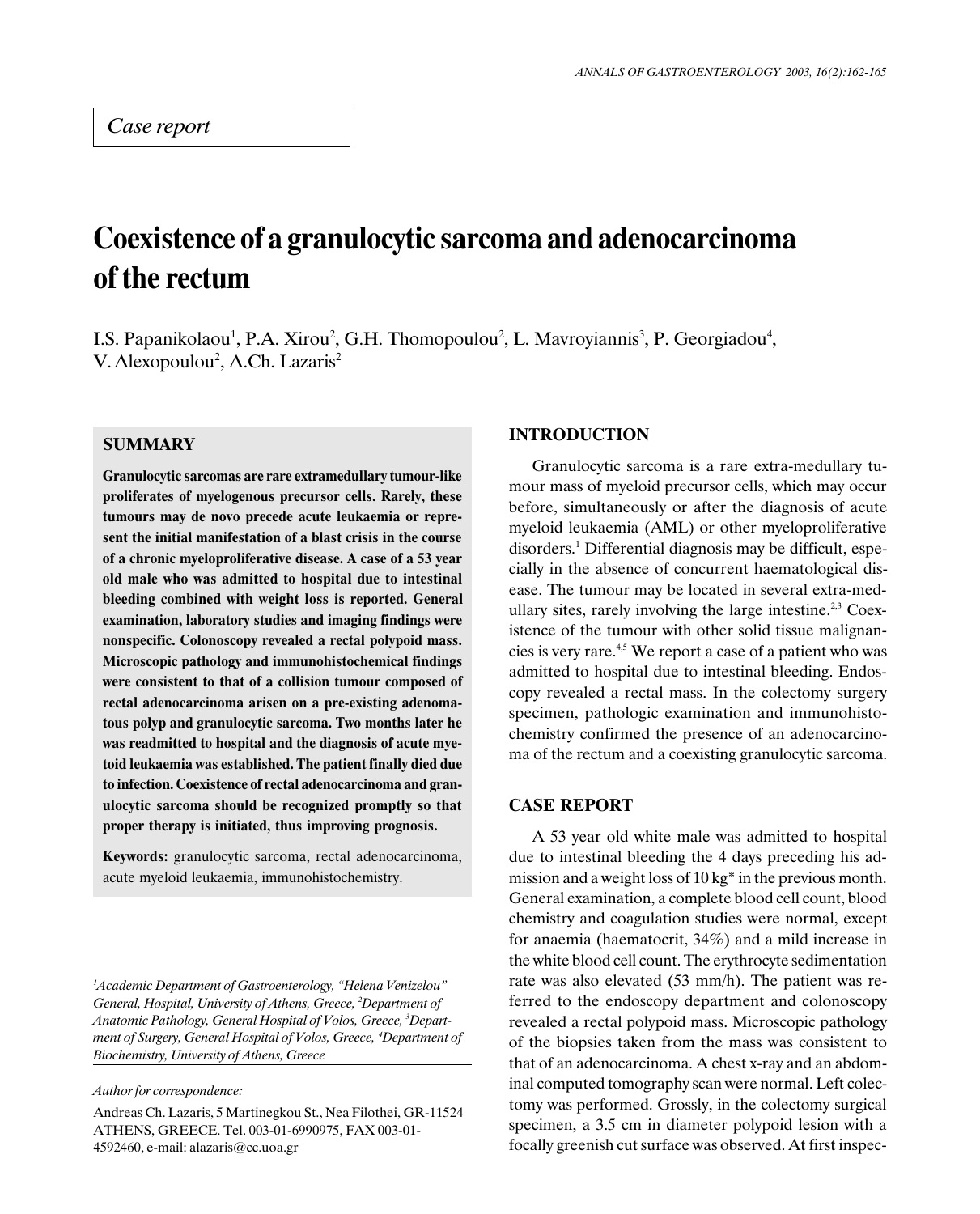*Case report*

# Coexistence of a granulocytic sarcoma and adenocarcinoma of the rectum

I.S. Papanikolaou[1], P.A. Xirou[2], G.H. Thomopoulou[2], L. Mavroyiannis[3], P. Georgiadou[4], V. Alexopoulou[2], A.Ch. Lazaris[2]

## SUMMARY

**Granulocytic sarcomas are rare extramedullary tumour-like proliferates of myelogenous precursor cells. Rarely, these tumours may de novo precede acute leukaemia or represent the initial manifestation of a blast crisis in the course of a chronic myeloproliferative disease. A case of a 53 year old male who was admitted to hospital due to intestinal bleeding combined with weight loss is reported. General examination, laboratory studies and imaging findings were nonspecific. Colonoscopy revealed a rectal polypoid mass. Microscopic pathology and immunohistochemical findings were consistent to that of a collision tumour composed of rectal adenocarcinoma arisen on a pre-existing adenomatous polyp and granulocytic sarcoma. Two months later he was readmitted to hospital and the diagnosis of acute myeloid leukaemia was established. The patient finally died due to infection. Coexistence of rectal adenocarcinoma and granulocytic sarcoma should be recognized promptly so that proper therapy is initiated, thus improving prognosis.**

**Keywords:** granulocytic sarcoma, rectal adenocarcinoma, acute myeloid leukaemia, immunohistochemistry.

*[1]Academic Department of Gastroenterology, "Helena Venizelou" General, Hospital, University of Athens, Greece, [2]Department of Anatomic Pathology, General Hospital of Volos, Greece, [3]Department of Surgery, General Hospital of Volos, Greece, [4]Department of Biochemistry, University of Athens, Greece*

*Author for correspondence:*

Andreas Ch. Lazaris, 5 Martinegkou St., Nea Filothei, GR-11524 ATHENS, GREECE. Tel. 003-01-6990975, FAX 003-01-4592460, e-mail: alazaris@cc.uoa.gr

## INTRODUCTION

Granulocytic sarcoma is a rare extra-medullary tumour mass of myeloid precursor cells, which may occur before, simultaneously or after the diagnosis of acute myeloid leukaemia (AML) or other myeloproliferative disorders.[1] Differential diagnosis may be difficult, especially in the absence of concurrent haematological disease. The tumour may be located in several extra-medullary sites, rarely involving the large intestine.[2,3] Coexistence of the tumour with other solid tissue malignancies is very rare.[4,5] We report a case of a patient who was admitted to hospital due to intestinal bleeding. Endoscopy revealed a rectal mass. In the colectomy surgery specimen, pathologic examination and immunohistochemistry confirmed the presence of an adenocarcinoma of the rectum and a coexisting granulocytic sarcoma.

## CASE REPORT

A 53 year old white male was admitted to hospital due to intestinal bleeding the 4 days preceding his admission and a weight loss of 10 kg* in the previous month. General examination, a complete blood cell count, blood chemistry and coagulation studies were normal, except for anaemia (haematocrit, 34%) and a mild increase in the white blood cell count. The erythrocyte sedimentation rate was also elevated (53 mm/h). The patient was referred to the endoscopy department and colonoscopy revealed a rectal polypoid mass. Microscopic pathology of the biopsies taken from the mass was consistent to that of an adenocarcinoma. A chest x-ray and an abdominal computed tomography scan were normal. Left colectomy was performed. Grossly, in the colectomy surgical specimen, a 3.5 cm in diameter polypoid lesion with a focally greenish cut surface was observed. At first inspec-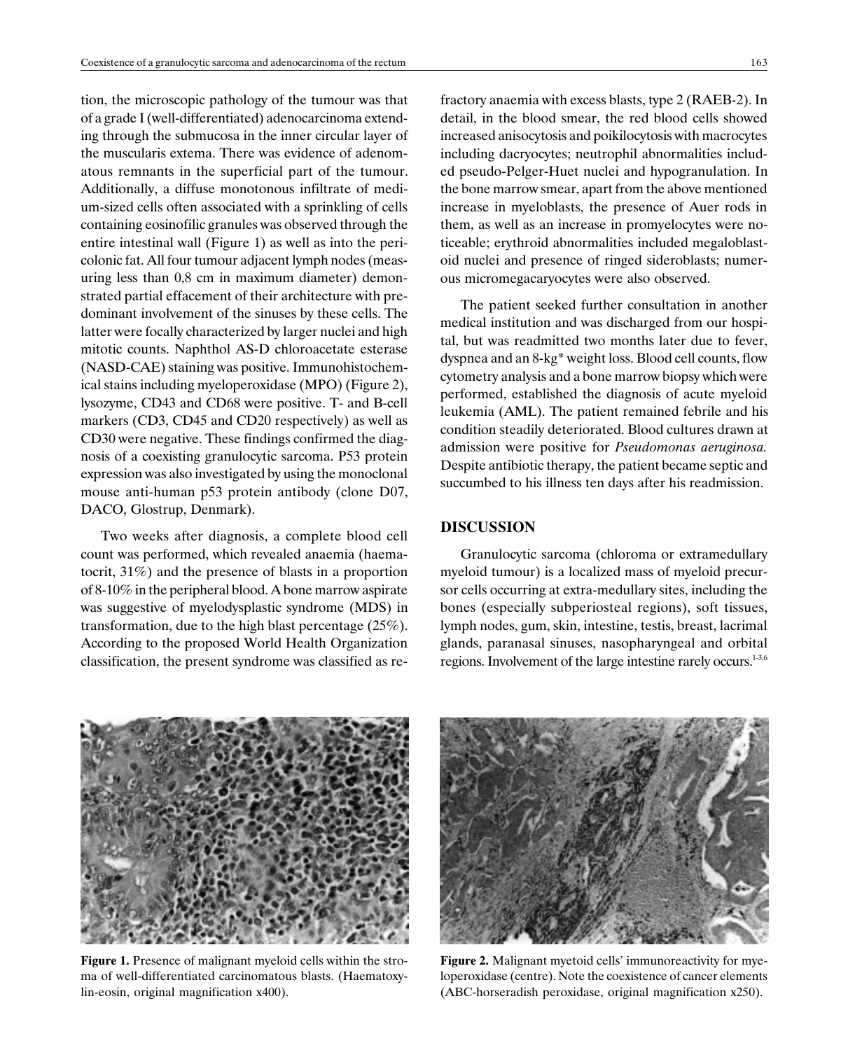tion, the microscopic pathology of the tumour was that of a grade I (well-differentiated) adenocarcinoma extending through the submucosa in the inner circular layer of the muscularis extema. There was evidence of adenomatous remnants in the superficial part of the tumour. Additionally, a diffuse monotonous infiltrate of medium-sized cells often associated with a sprinkling of cells containing eosinofilic granules was observed through the entire intestinal wall (Figure 1) as well as into the pericolonic fat. All four tumour adjacent lymph nodes (measuring less than 0,8 cm in maximum diameter) demonstrated partial effacement of their architecture with predominant involvement of the sinuses by these cells. The latter were focally characterized by larger nuclei and high mitotic counts. Naphthol AS-D chloroacetate esterase (NASD-CAE) staining was positive. Immunohistochemical stains including myeloperoxidase (MPO) (Figure 2), lysozyme, CD43 and CD68 were positive. T- and B-cell markers (CD3, CD45 and CD20 respectively) as well as CD30 were negative. These findings confirmed the diagnosis of a coexisting granulocytic sarcoma. P53 protein expression was also investigated by using the monoclonal mouse anti-human p53 protein antibody (clone D07, DACO, Glostrup, Denmark).

Two weeks after diagnosis, a complete blood cell count was performed, which revealed anaemia (haematocrit, 31%) and the presence of blasts in a proportion of 8-10% in the peripheral blood. A bone marrow aspirate was suggestive of myelodysplastic syndrome (MDS) in transformation, due to the high blast percentage (25%). According to the proposed World Health Organization classification, the present syndrome was classified as refractory anaemia with excess blasts, type 2 (RAEB-2). In detail, in the blood smear, the red blood cells showed increased anisocytosis and poikilocytosis with macrocytes including dacryocytes; neutrophil abnormalities included pseudo-Pelger-Huet nuclei and hypogranulation. In the bone marrow smear, apart from the above mentioned increase in myeloblasts, the presence of Auer rods in them, as well as an increase in promyelocytes were noticeable; erythroid abnormalities included megaloblastoid nuclei and presence of ringed sideroblasts; numerous micromegacaryocytes were also observed.

The patient seeked further consultation in another medical institution and was discharged from our hospital, but was readmitted two months later due to fever, dyspnea and an 8-kg* weight loss. Blood cell counts, flow cytometry analysis and a bone marrow biopsy which were performed, established the diagnosis of acute myeloid leukemia (AML). The patient remained febrile and his condition steadily deteriorated. Blood cultures drawn at admission were positive for *Pseudomonas aeruginosa.* Despite antibiotic therapy, the patient became septic and succumbed to his illness ten days after his readmission.

## DISCUSSION

Granulocytic sarcoma (chloroma or extramedullary myeloid tumour) is a localized mass of myeloid precursor cells occurring at extra-medullary sites, including the bones (especially subperiosteal regions), soft tissues, lymph nodes, gum, skin, intestine, testis, breast, lacrimal glands, paranasal sinuses, nasopharyngeal and orbital regions. Involvement of the large intestine rarely occurs.[1-3,6]

**Figure 1.** Presence of malignant myeloid cells within the stroma of well-differentiated carcinomatous blasts. (Haematoxylin-eosin, original magnification x400).

**Figure 2.** Malignant myetoid cells' immunoreactivity for myeloperoxidase (centre). Note the coexistence of cancer elements (ABC-horseradish peroxidase, original magnification x250).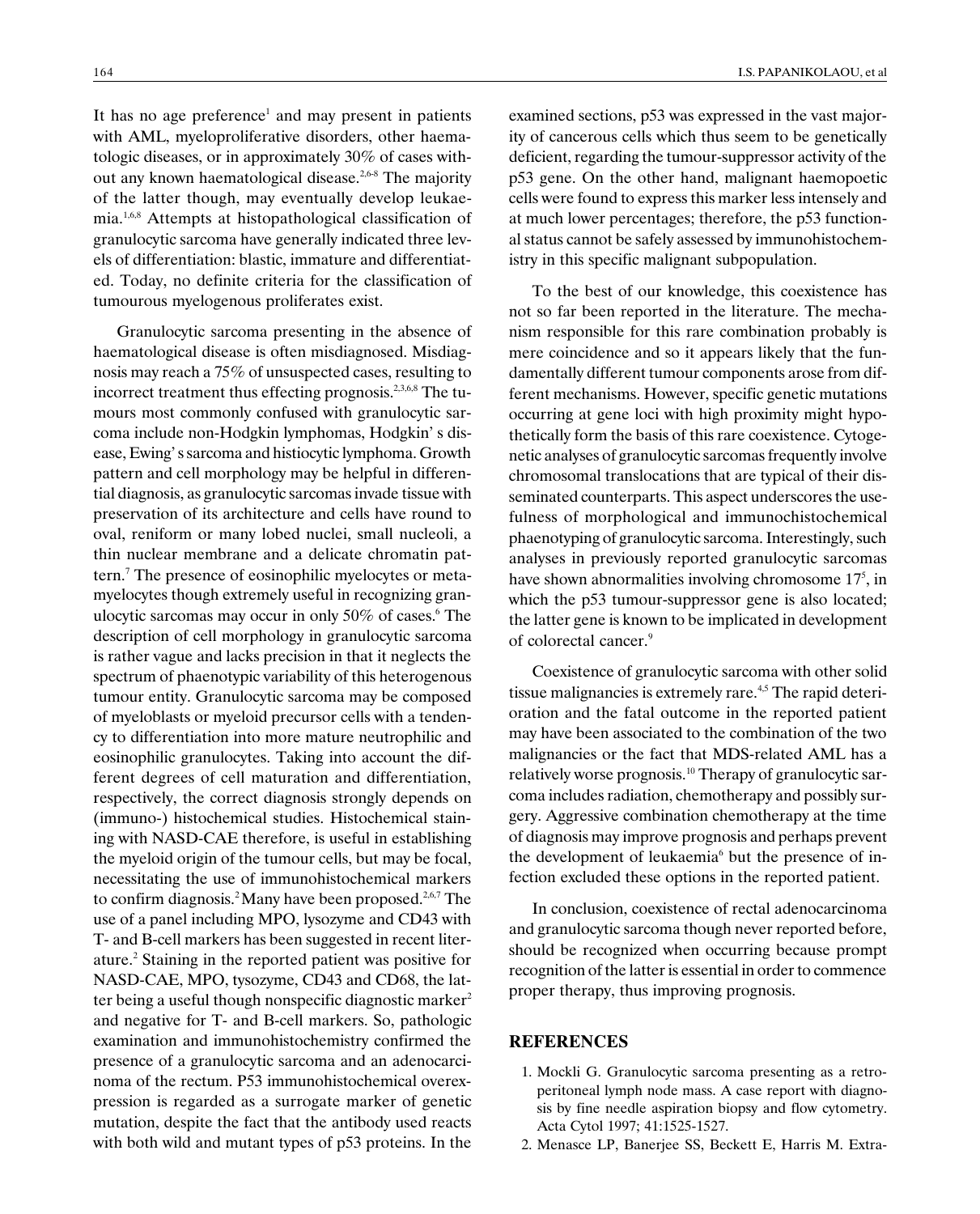It has no age preference[1] and may present in patients with AML, myeloproliferative disorders, other haematologic diseases, or in approximately 30% of cases without any known haematological disease.[2,6-8] The majority of the latter though, may eventually develop leukaemia.[1,6,8] Attempts at histopathological classification of granulocytic sarcoma have generally indicated three levels of differentiation: blastic, immature and differentiated. Today, no definite criteria for the classification of tumourous myelogenous proliferates exist.

Granulocytic sarcoma presenting in the absence of haematological disease is often misdiagnosed. Misdiagnosis may reach a 75% of unsuspected cases, resulting to incorrect treatment thus effecting prognosis.[2,3,6,8] The tumours most commonly confused with granulocytic sarcoma include non-Hodgkin lymphomas, Hodgkin' s disease, Ewing' s sarcoma and histiocytic lymphoma. Growth pattern and cell morphology may be helpful in differential diagnosis, as granulocytic sarcomas invade tissue with preservation of its architecture and cells have round to oval, reniform or many lobed nuclei, small nucleoli, a thin nuclear membrane and a delicate chromatin pattern.[7] The presence of eosinophilic myelocytes or metamyelocytes though extremely useful in recognizing granulocytic sarcomas may occur in only 50% of cases.[6] The description of cell morphology in granulocytic sarcoma is rather vague and lacks precision in that it neglects the spectrum of phaenotypic variability of this heterogenous tumour entity. Granulocytic sarcoma may be composed of myeloblasts or myeloid precursor cells with a tendency to differentiation into more mature neutrophilic and eosinophilic granulocytes. Taking into account the different degrees of cell maturation and differentiation, respectively, the correct diagnosis strongly depends on (immuno-) histochemical studies. Histochemical staining with NASD-CAE therefore, is useful in establishing the myeloid origin of the tumour cells, but may be focal, necessitating the use of immunohistochemical markers to confirm diagnosis.[2] Many have been proposed.[2,6,7] The use of a panel including MPO, lysozyme and CD43 with T- and B-cell markers has been suggested in recent literature.[2] Staining in the reported patient was positive for NASD-CAE, MPO, tysozyme, CD43 and CD68, the latter being a useful though nonspecific diagnostic marker[2] and negative for T- and B-cell markers. So, pathologic examination and immunohistochemistry confirmed the presence of a granulocytic sarcoma and an adenocarcinoma of the rectum. P53 immunohistochemical overexpression is regarded as a surrogate marker of genetic mutation, despite the fact that the antibody used reacts with both wild and mutant types of p53 proteins. In the examined sections, p53 was expressed in the vast majority of cancerous cells which thus seem to be genetically deficient, regarding the tumour-suppressor activity of the p53 gene. On the other hand, malignant haemopoetic cells were found to express this marker less intensely and at much lower percentages; therefore, the p53 functional status cannot be safely assessed by immunohistochemistry in this specific malignant subpopulation.

To the best of our knowledge, this coexistence has not so far been reported in the literature. The mechanism responsible for this rare combination probably is mere coincidence and so it appears likely that the fundamentally different tumour components arose from different mechanisms. However, specific genetic mutations occurring at gene loci with high proximity might hypothetically form the basis of this rare coexistence. Cytogenetic analyses of granulocytic sarcomas frequently involve chromosomal translocations that are typical of their disseminated counterparts. This aspect underscores the usefulness of morphological and immunochistochemical phaenotyping of granulocytic sarcoma. Interestingly, such analyses in previously reported granulocytic sarcomas have shown abnormalities involving chromosome 17[5], in which the p53 tumour-suppressor gene is also located; the latter gene is known to be implicated in development of colorectal cancer.[9]

Coexistence of granulocytic sarcoma with other solid tissue malignancies is extremely rare.[4,5] The rapid deterioration and the fatal outcome in the reported patient may have been associated to the combination of the two malignancies or the fact that MDS-related AML has a relatively worse prognosis.[10] Therapy of granulocytic sarcoma includes radiation, chemotherapy and possibly surgery. Aggressive combination chemotherapy at the time of diagnosis may improve prognosis and perhaps prevent the development of leukaemia[6] but the presence of infection excluded these options in the reported patient.

In conclusion, coexistence of rectal adenocarcinoma and granulocytic sarcoma though never reported before, should be recognized when occurring because prompt recognition of the latter is essential in order to commence proper therapy, thus improving prognosis.

## REFERENCES

1. Mockli G. Granulocytic sarcoma presenting as a retroperitoneal lymph node mass. A case report with diagnosis by fine needle aspiration biopsy and flow cytometry. Acta Cytol 1997; 41:1525-1527.
2. Menasce LP, Banerjee SS, Beckett E, Harris M. Extra-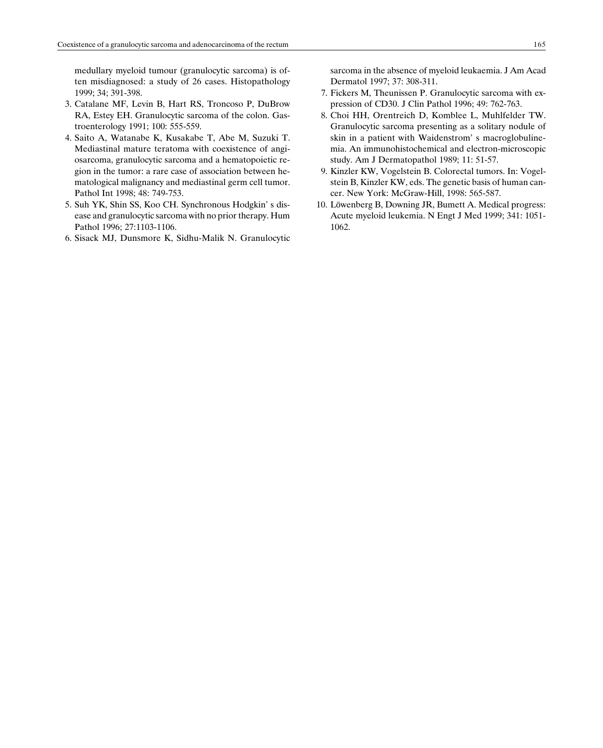medullary myeloid tumour (granulocytic sarcoma) is often misdiagnosed: a study of 26 cases. Histopathology 1999; 34; 391-398.

3. Catalane MF, Levin B, Hart RS, Troncoso P, DuBrow RA, Estey EH. Granulocytic sarcoma of the colon. Gastroenterology 1991; 100: 555-559.
4. Saito A, Watanabe K, Kusakabe T, Abe M, Suzuki T. Mediastinal mature teratoma with coexistence of angiosarcoma, granulocytic sarcoma and a hematopoietic region in the tumor: a rare case of association between hematological malignancy and mediastinal germ cell tumor. Pathol Int 1998; 48: 749-753.
5. Suh YK, Shin SS, Koo CH. Synchronous Hodgkin' s disease and granulocytic sarcoma with no prior therapy. Hum Pathol 1996; 27:1103-1106.
6. Sisack MJ, Dunsmore K, Sidhu-Malik N. Granulocytic sarcoma in the absence of myeloid leukaemia. J Am Acad Dermatol 1997; 37: 308-311.
7. Fickers M, Theunissen P. Granulocytic sarcoma with expression of CD30. J Clin Pathol 1996; 49: 762-763.
8. Choi HH, Orentreich D, Komblee L, Muhlfelder TW. Granulocytic sarcoma presenting as a solitary nodule of skin in a patient with Waidenstrom' s macroglobulinemia. An immunohistochemical and electron-microscopic study. Am J Dermatopathol 1989; 11: 51-57.
9. Kinzler KW, Vogelstein B. Colorectal tumors. In: Vogelstein B, Kinzler KW, eds. The genetic basis of human cancer. New York: McGraw-Hill, 1998: 565-587.
10. Löwenberg B, Downing JR, Bumett A. Medical progress: Acute myeloid leukemia. N Engt J Med 1999; 341: 1051-1062.